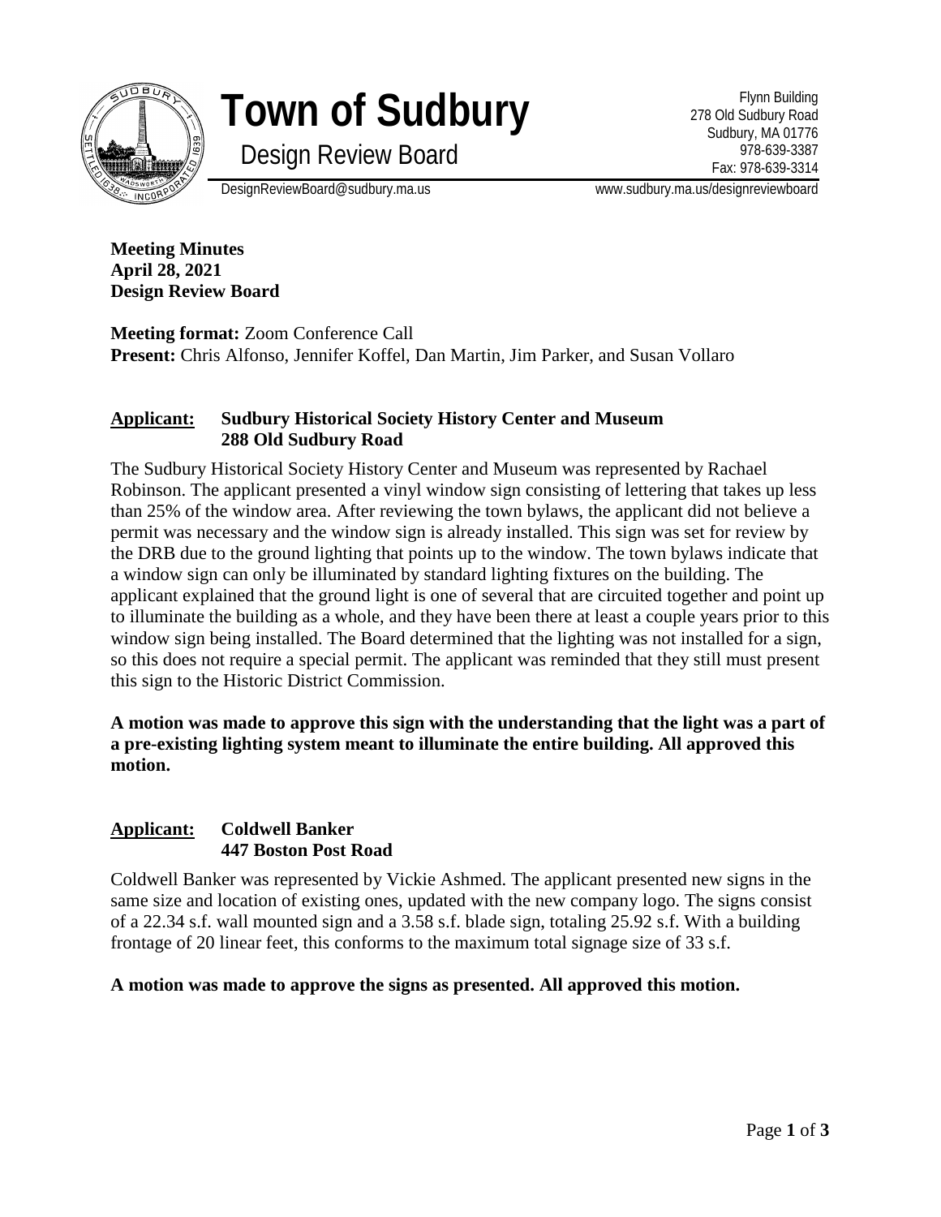# Town of Sudbury

## Design Review Board

Flynn Building
278 Old Sudbury Road
Sudbury, MA 01776
978-639-3387
Fax: 978-639-3314

DesignReviewBoard@sudbury.ma.us www.sudbury.ma.us/designreviewboard

**Meeting Minutes**
**April 28, 2021**
**Design Review Board**

**Meeting format:** Zoom Conference Call
**Present:** Chris Alfonso, Jennifer Koffel, Dan Martin, Jim Parker, and Susan Vollaro

**Applicant: Sudbury Historical Society History Center and Museum**
**288 Old Sudbury Road**

The Sudbury Historical Society History Center and Museum was represented by Rachael Robinson. The applicant presented a vinyl window sign consisting of lettering that takes up less than 25% of the window area. After reviewing the town bylaws, the applicant did not believe a permit was necessary and the window sign is already installed. This sign was set for review by the DRB due to the ground lighting that points up to the window. The town bylaws indicate that a window sign can only be illuminated by standard lighting fixtures on the building. The applicant explained that the ground light is one of several that are circuited together and point up to illuminate the building as a whole, and they have been there at least a couple years prior to this window sign being installed. The Board determined that the lighting was not installed for a sign, so this does not require a special permit. The applicant was reminded that they still must present this sign to the Historic District Commission.

**A motion was made to approve this sign with the understanding that the light was a part of a pre-existing lighting system meant to illuminate the entire building. All approved this motion.**

**Applicant: Coldwell Banker**
**447 Boston Post Road**

Coldwell Banker was represented by Vickie Ashmed. The applicant presented new signs in the same size and location of existing ones, updated with the new company logo. The signs consist of a 22.34 s.f. wall mounted sign and a 3.58 s.f. blade sign, totaling 25.92 s.f. With a building frontage of 20 linear feet, this conforms to the maximum total signage size of 33 s.f.

**A motion was made to approve the signs as presented. All approved this motion.**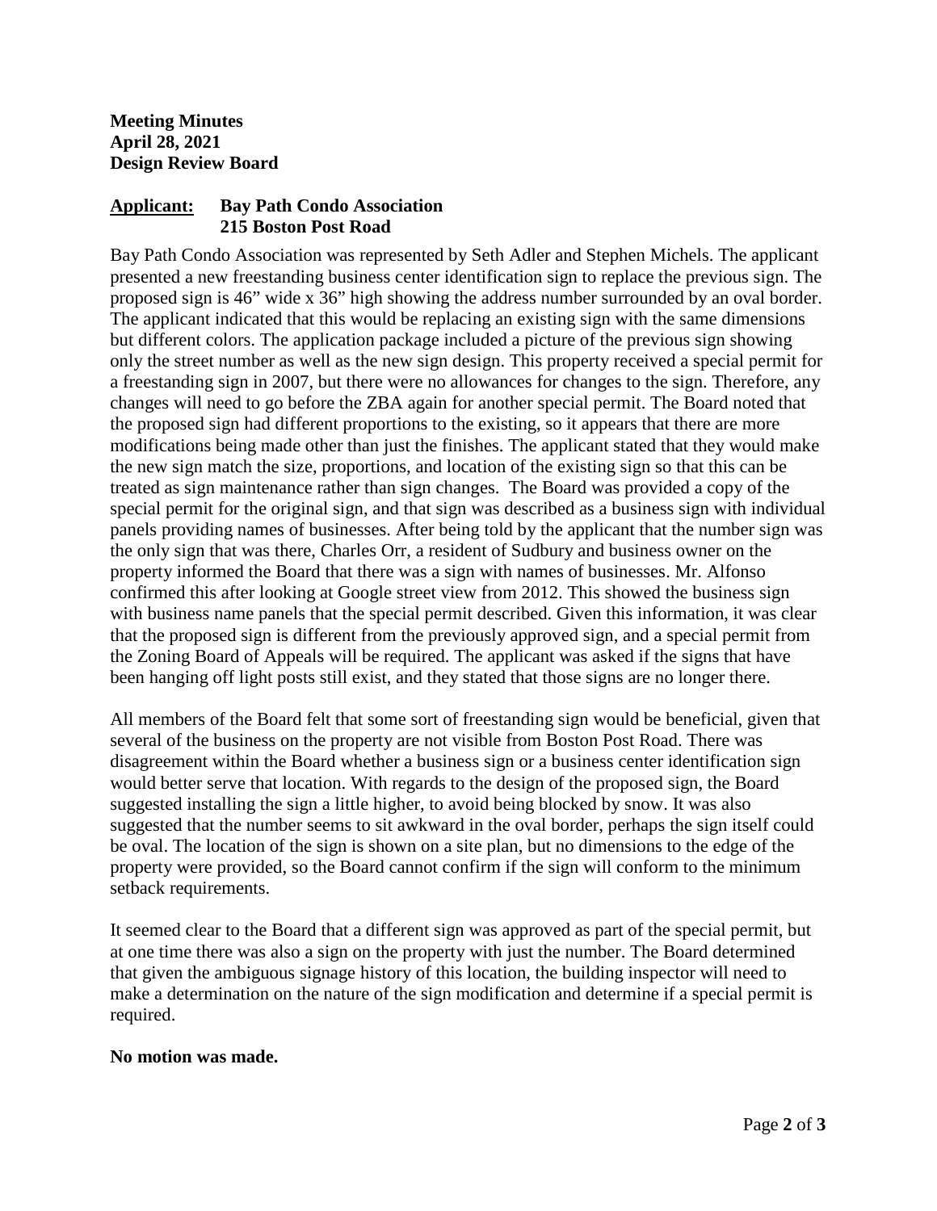**Meeting Minutes**
**April 28, 2021**
**Design Review Board**

**Applicant: Bay Path Condo Association**
**215 Boston Post Road**

Bay Path Condo Association was represented by Seth Adler and Stephen Michels. The applicant presented a new freestanding business center identification sign to replace the previous sign. The proposed sign is 46" wide x 36" high showing the address number surrounded by an oval border. The applicant indicated that this would be replacing an existing sign with the same dimensions but different colors. The application package included a picture of the previous sign showing only the street number as well as the new sign design. This property received a special permit for a freestanding sign in 2007, but there were no allowances for changes to the sign. Therefore, any changes will need to go before the ZBA again for another special permit. The Board noted that the proposed sign had different proportions to the existing, so it appears that there are more modifications being made other than just the finishes. The applicant stated that they would make the new sign match the size, proportions, and location of the existing sign so that this can be treated as sign maintenance rather than sign changes. The Board was provided a copy of the special permit for the original sign, and that sign was described as a business sign with individual panels providing names of businesses. After being told by the applicant that the number sign was the only sign that was there, Charles Orr, a resident of Sudbury and business owner on the property informed the Board that there was a sign with names of businesses. Mr. Alfonso confirmed this after looking at Google street view from 2012. This showed the business sign with business name panels that the special permit described. Given this information, it was clear that the proposed sign is different from the previously approved sign, and a special permit from the Zoning Board of Appeals will be required. The applicant was asked if the signs that have been hanging off light posts still exist, and they stated that those signs are no longer there.

All members of the Board felt that some sort of freestanding sign would be beneficial, given that several of the business on the property are not visible from Boston Post Road. There was disagreement within the Board whether a business sign or a business center identification sign would better serve that location. With regards to the design of the proposed sign, the Board suggested installing the sign a little higher, to avoid being blocked by snow. It was also suggested that the number seems to sit awkward in the oval border, perhaps the sign itself could be oval. The location of the sign is shown on a site plan, but no dimensions to the edge of the property were provided, so the Board cannot confirm if the sign will conform to the minimum setback requirements.

It seemed clear to the Board that a different sign was approved as part of the special permit, but at one time there was also a sign on the property with just the number. The Board determined that given the ambiguous signage history of this location, the building inspector will need to make a determination on the nature of the sign modification and determine if a special permit is required.

**No motion was made.**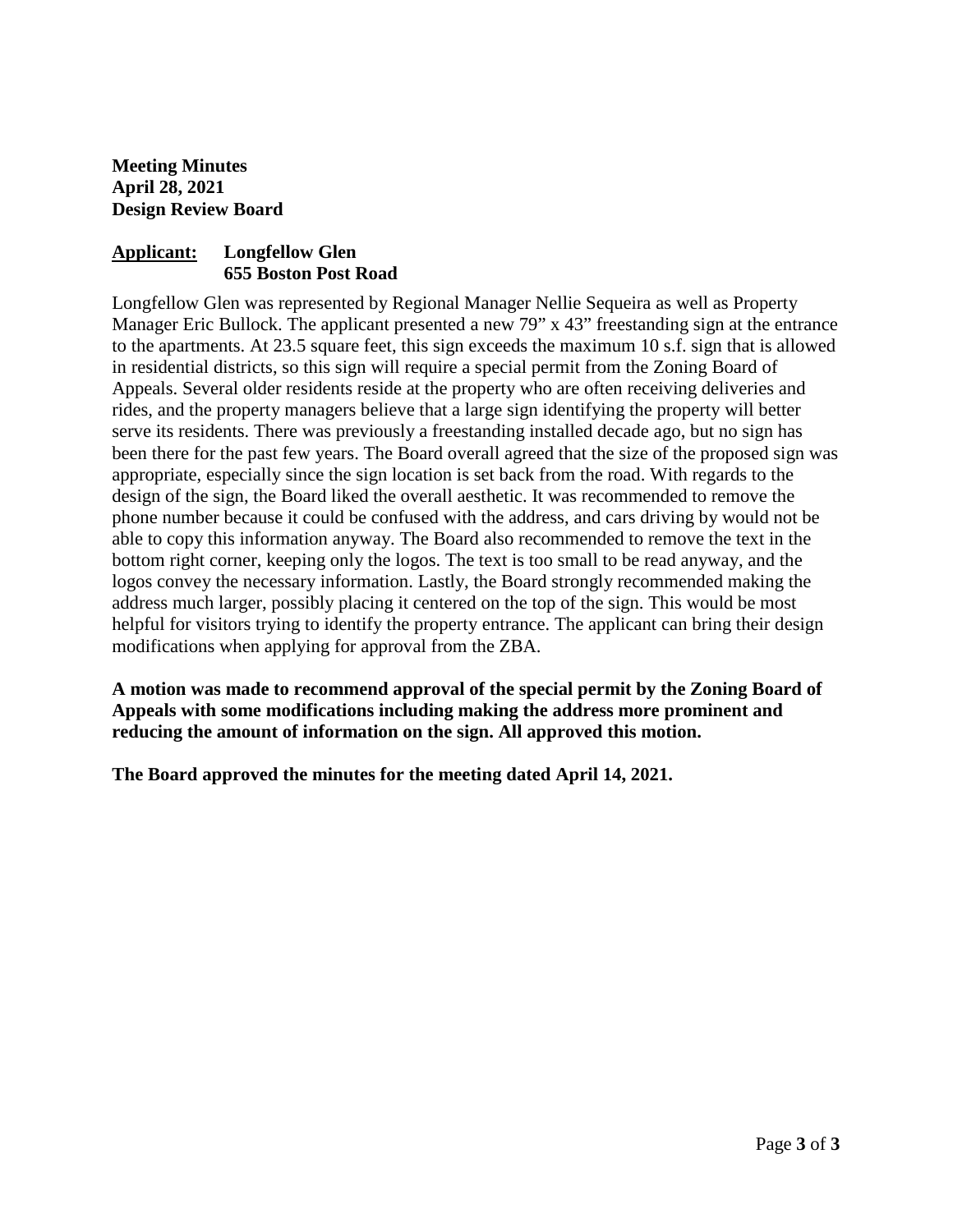**Meeting Minutes**
**April 28, 2021**
**Design Review Board**

**Applicant:** **Longfellow Glen**
**655 Boston Post Road**

Longfellow Glen was represented by Regional Manager Nellie Sequeira as well as Property Manager Eric Bullock. The applicant presented a new 79" x 43" freestanding sign at the entrance to the apartments. At 23.5 square feet, this sign exceeds the maximum 10 s.f. sign that is allowed in residential districts, so this sign will require a special permit from the Zoning Board of Appeals. Several older residents reside at the property who are often receiving deliveries and rides, and the property managers believe that a large sign identifying the property will better serve its residents. There was previously a freestanding installed decade ago, but no sign has been there for the past few years. The Board overall agreed that the size of the proposed sign was appropriate, especially since the sign location is set back from the road. With regards to the design of the sign, the Board liked the overall aesthetic. It was recommended to remove the phone number because it could be confused with the address, and cars driving by would not be able to copy this information anyway. The Board also recommended to remove the text in the bottom right corner, keeping only the logos. The text is too small to be read anyway, and the logos convey the necessary information. Lastly, the Board strongly recommended making the address much larger, possibly placing it centered on the top of the sign. This would be most helpful for visitors trying to identify the property entrance. The applicant can bring their design modifications when applying for approval from the ZBA.

**A motion was made to recommend approval of the special permit by the Zoning Board of Appeals with some modifications including making the address more prominent and reducing the amount of information on the sign. All approved this motion.**

**The Board approved the minutes for the meeting dated April 14, 2021.**